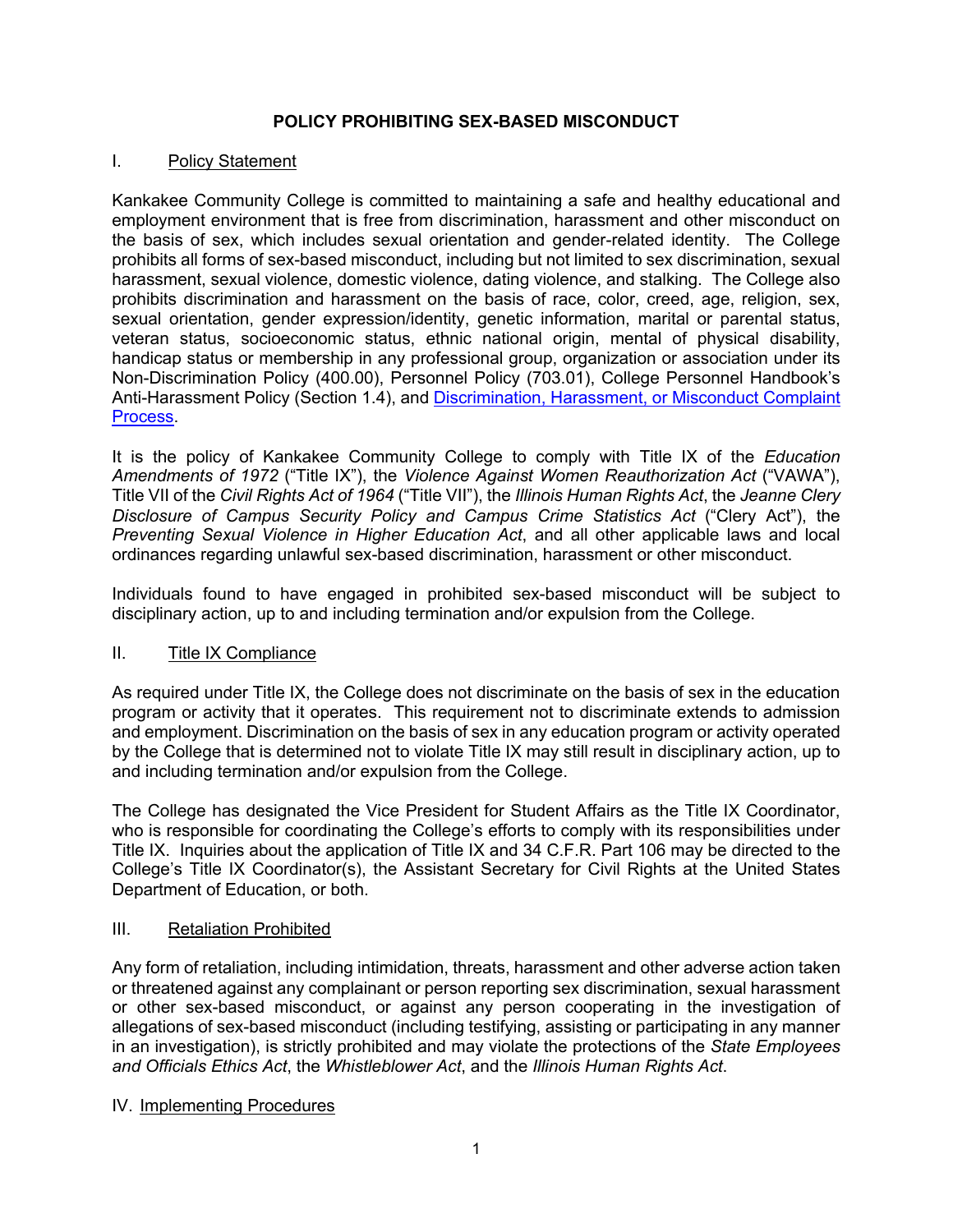# POLICY PROHIBITING SEX-BASED MISCONDUCT

## I. Policy Statement

Kankakee Community College is committed to maintaining a safe and healthy educational and employment environment that is free from discrimination, harassment and other misconduct on the basis of sex, which includes sexual orientation and gender-related identity. The College prohibits all forms of sex-based misconduct, including but not limited to sex discrimination, sexual harassment, sexual violence, domestic violence, dating violence, and stalking. The College also prohibits discrimination and harassment on the basis of race, color, creed, age, religion, sex, sexual orientation, gender expression/identity, genetic information, marital or parental status, veteran status, socioeconomic status, ethnic national origin, mental of physical disability, handicap status or membership in any professional group, organization or association under its Non-Discrimination Policy (400.00), Personnel Policy (703.01), College Personnel Handbook's Anti-Harassment Policy (Section 1.4), and Discrimination, Harassment, or Misconduct Complaint Process.

It is the policy of Kankakee Community College to comply with Title IX of the *Education Amendments of 1972* ("Title IX"), the *Violence Against Women Reauthorization Act* ("VAWA"), Title VII of the *Civil Rights Act of 1964* ("Title VII"), the *Illinois Human Rights Act*, the *Jeanne Clery Disclosure of Campus Security Policy and Campus Crime Statistics Act* ("Clery Act"), the *Preventing Sexual Violence in Higher Education Act*, and all other applicable laws and local ordinances regarding unlawful sex-based discrimination, harassment or other misconduct.

Individuals found to have engaged in prohibited sex-based misconduct will be subject to disciplinary action, up to and including termination and/or expulsion from the College.

## II. Title IX Compliance

As required under Title IX, the College does not discriminate on the basis of sex in the education program or activity that it operates. This requirement not to discriminate extends to admission and employment. Discrimination on the basis of sex in any education program or activity operated by the College that is determined not to violate Title IX may still result in disciplinary action, up to and including termination and/or expulsion from the College.

The College has designated the Vice President for Student Affairs as the Title IX Coordinator, who is responsible for coordinating the College's efforts to comply with its responsibilities under Title IX. Inquiries about the application of Title IX and 34 C.F.R. Part 106 may be directed to the College's Title IX Coordinator(s), the Assistant Secretary for Civil Rights at the United States Department of Education, or both.

## III. Retaliation Prohibited

Any form of retaliation, including intimidation, threats, harassment and other adverse action taken or threatened against any complainant or person reporting sex discrimination, sexual harassment or other sex-based misconduct, or against any person cooperating in the investigation of allegations of sex-based misconduct (including testifying, assisting or participating in any manner in an investigation), is strictly prohibited and may violate the protections of the *State Employees and Officials Ethics Act*, the *Whistleblower Act*, and the *Illinois Human Rights Act*.

## IV. Implementing Procedures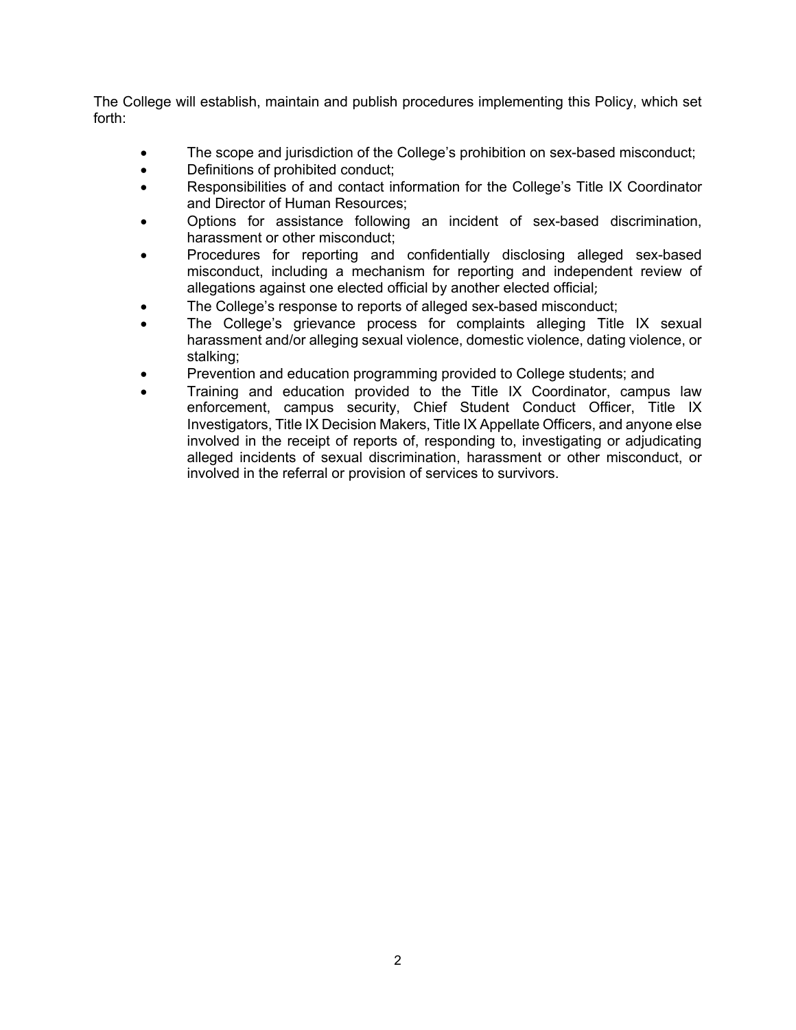The College will establish, maintain and publish procedures implementing this Policy, which set forth:

- The scope and jurisdiction of the College's prohibition on sex-based misconduct;
- Definitions of prohibited conduct;
- Responsibilities of and contact information for the College's Title IX Coordinator and Director of Human Resources;
- Options for assistance following an incident of sex-based discrimination, harassment or other misconduct;
- Procedures for reporting and confidentially disclosing alleged sex-based misconduct, including a mechanism for reporting and independent review of allegations against one elected official by another elected official;
- The College's response to reports of alleged sex-based misconduct;
- The College's grievance process for complaints alleging Title IX sexual harassment and/or alleging sexual violence, domestic violence, dating violence, or stalking;
- Prevention and education programming provided to College students; and
- Training and education provided to the Title IX Coordinator, campus law enforcement, campus security, Chief Student Conduct Officer, Title IX Investigators, Title IX Decision Makers, Title IX Appellate Officers, and anyone else involved in the receipt of reports of, responding to, investigating or adjudicating alleged incidents of sexual discrimination, harassment or other misconduct, or involved in the referral or provision of services to survivors.